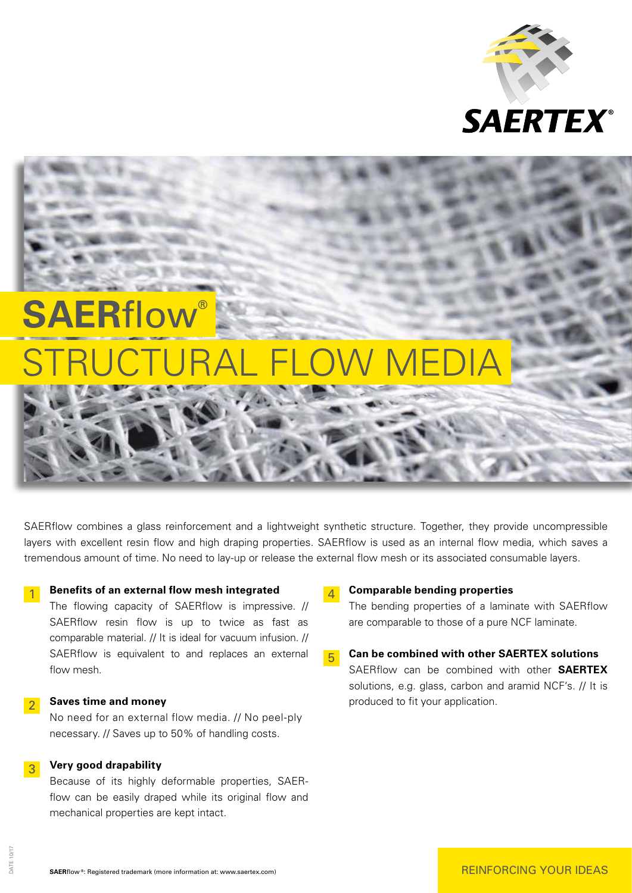# SAERflow®

## STRUCTURAL FLOW MEDIA

SAERflow combines a glass reinforcement and a lightweight synthetic structure. Together, they provide uncompressible layers with excellent resin flow and high draping properties. SAERflow is used as an internal flow media, which saves a tremendous amount of time. No need to lay-up or release the external flow mesh or its associated consumable layers.

### 1 Benefits of an external flow mesh integrated

The flowing capacity of SAERflow is impressive. // SAERflow resin flow is up to twice as fast as comparable material. // It is ideal for vacuum infusion. // SAERflow is equivalent to and replaces an external flow mesh.

### 2 Saves time and money

No need for an external flow media. // No peel-ply necessary. // Saves up to 50% of handling costs.

### 3 Very good drapability

Because of its highly deformable properties, SAERflow can be easily draped while its original flow and mechanical properties are kept intact.

### 4 Comparable bending properties

The bending properties of a laminate with SAERflow are comparable to those of a pure NCF laminate.

### 5 Can be combined with other SAERTEX solutions

SAERflow can be combined with other **SAERTEX** solutions, e.g. glass, carbon and aramid NCF's. // It is produced to fit your application.

**SAER**flow®: Registered trademark (more information at: www.saertex.com)

REINFORCING YOUR IDEAS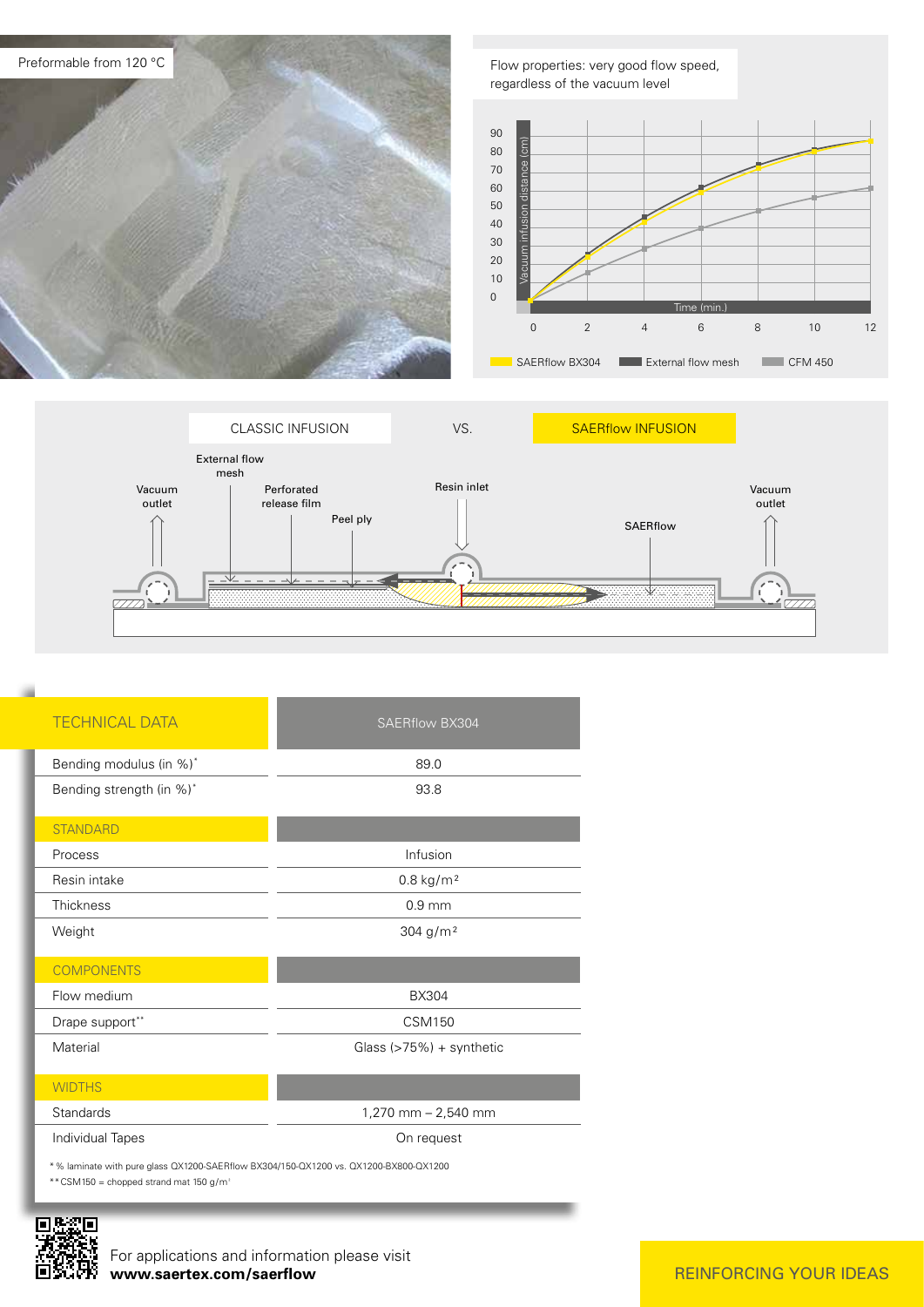Preformable from 120 °C

Flow properties: very good flow speed, regardless of the vacuum level

Vacuum infusion distance (cm)

90
80
70
60
50
40
30
20
10
0

Time (min.)

0 2 4 6 8 10 12

SAERflow BX304 External flow mesh CFM 450

CLASSIC INFUSION VS. SAERflow INFUSION

External flow mesh

Vacuum outlet

Perforated release film

Peel ply

Resin inlet

SAERflow

Vacuum outlet

| TECHNICAL DATA | SAERflow BX304 |
| --- | --- |
| Bending modulus (in %)* | 89.0 |
| Bending strength (in %)* | 93.8 |
| STANDARD | |
| Process | Infusion |
| Resin intake | 0.8 kg/m² |
| Thickness | 0.9 mm |
| Weight | 304 g/m² |
| COMPONENTS | |
| Flow medium | BX304 |
| Drape support** | CSM150 |
| Material | Glass (>75%) + synthetic |
| WIDTHS | |
| Standards | 1,270 mm – 2,540 mm |
| Individual Tapes | On request |

\* % laminate with pure glass QX1200-SAERflow BX304/150-QX1200 vs. QX1200-BX800-QX1200

\*\* CSM150 = chopped strand mat 150 g/m²

For applications and information please visit
**www.saertex.com/saerflow**

REINFORCING YOUR IDEAS